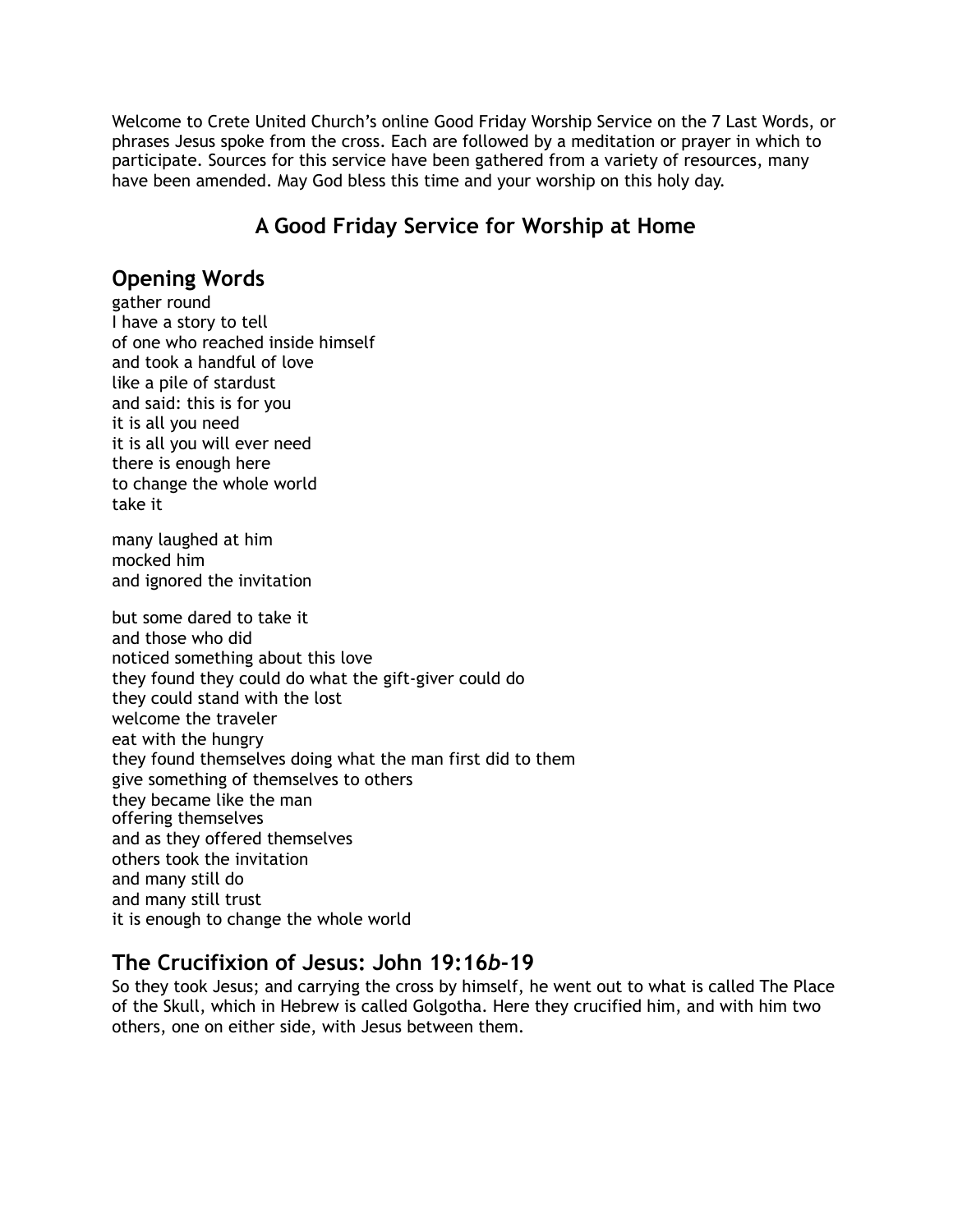Welcome to Crete United Church's online Good Friday Worship Service on the 7 Last Words, or phrases Jesus spoke from the cross. Each are followed by a meditation or prayer in which to participate. Sources for this service have been gathered from a variety of resources, many have been amended. May God bless this time and your worship on this holy day.

# A Good Friday Service for Worship at Home

## Opening Words

gather round  
I have a story to tell  
of one who reached inside himself  
and took a handful of love  
like a pile of stardust  
and said: this is for you  
it is all you need  
it is all you will ever need  
there is enough here  
to change the whole world  
take it

many laughed at him  
mocked him  
and ignored the invitation

but some dared to take it  
and those who did  
noticed something about this love  
they found they could do what the gift-giver could do  
they could stand with the lost  
welcome the traveler  
eat with the hungry  
they found themselves doing what the man first did to them  
give something of themselves to others  
they became like the man  
offering themselves  
and as they offered themselves  
others took the invitation  
and many still do  
and many still trust  
it is enough to change the whole world

## The Crucifixion of Jesus: John 19:16*b*-19

So they took Jesus; and carrying the cross by himself, he went out to what is called The Place of the Skull, which in Hebrew is called Golgotha. Here they crucified him, and with him two others, one on either side, with Jesus between them.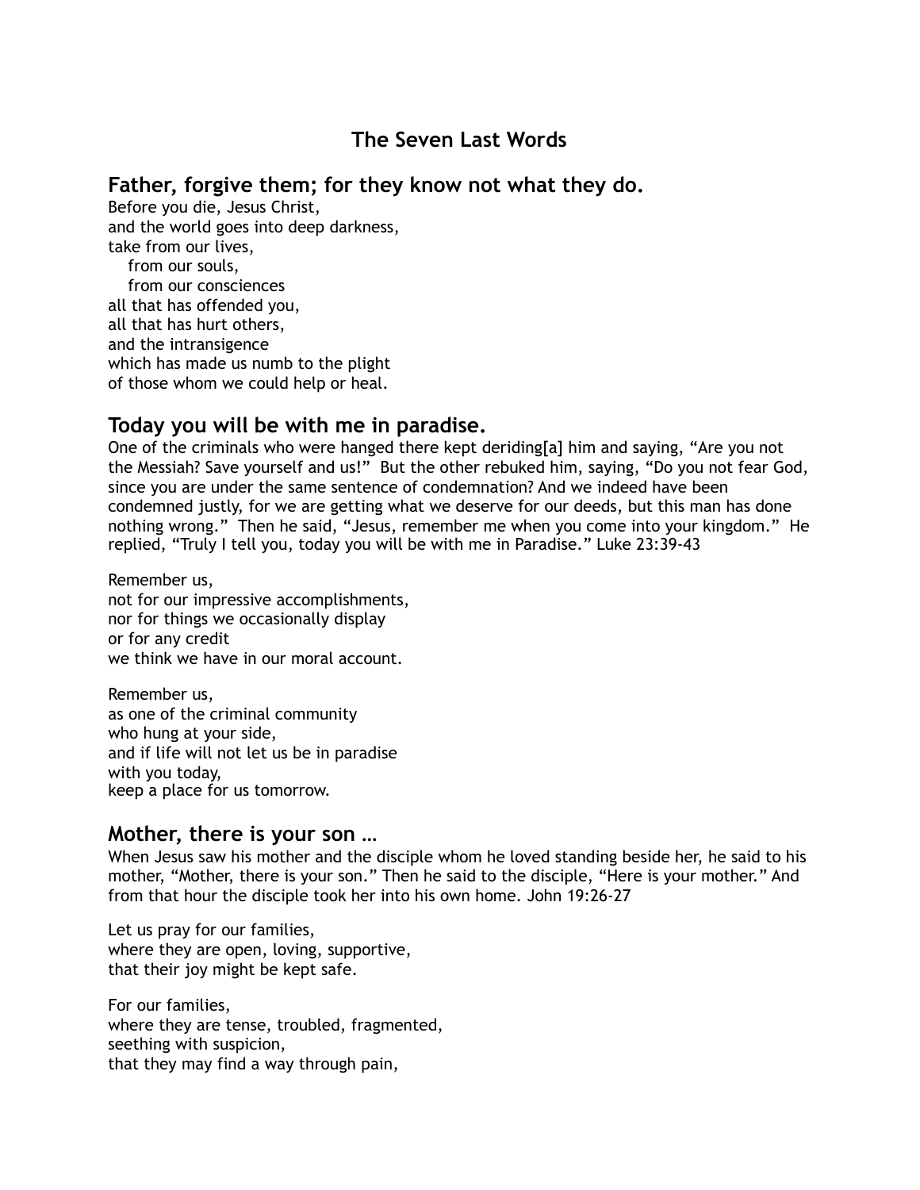# The Seven Last Words

## Father, forgive them; for they know not what they do.

Before you die, Jesus Christ,
and the world goes into deep darkness,
take from our lives,
  from our souls,
  from our consciences
all that has offended you,
all that has hurt others,
and the intransigence
which has made us numb to the plight
of those whom we could help or heal.

## Today you will be with me in paradise.

One of the criminals who were hanged there kept deriding[a] him and saying, "Are you not the Messiah? Save yourself and us!" But the other rebuked him, saying, "Do you not fear God, since you are under the same sentence of condemnation? And we indeed have been condemned justly, for we are getting what we deserve for our deeds, but this man has done nothing wrong." Then he said, "Jesus, remember me when you come into your kingdom." He replied, "Truly I tell you, today you will be with me in Paradise." Luke 23:39-43

Remember us,
not for our impressive accomplishments,
nor for things we occasionally display
or for any credit
we think we have in our moral account.

Remember us,
as one of the criminal community
who hung at your side,
and if life will not let us be in paradise
with you today,
keep a place for us tomorrow.

## Mother, there is your son …

When Jesus saw his mother and the disciple whom he loved standing beside her, he said to his mother, "Mother, there is your son." Then he said to the disciple, "Here is your mother." And from that hour the disciple took her into his own home. John 19:26-27

Let us pray for our families,
where they are open, loving, supportive,
that their joy might be kept safe.

For our families,
where they are tense, troubled, fragmented,
seething with suspicion,
that they may find a way through pain,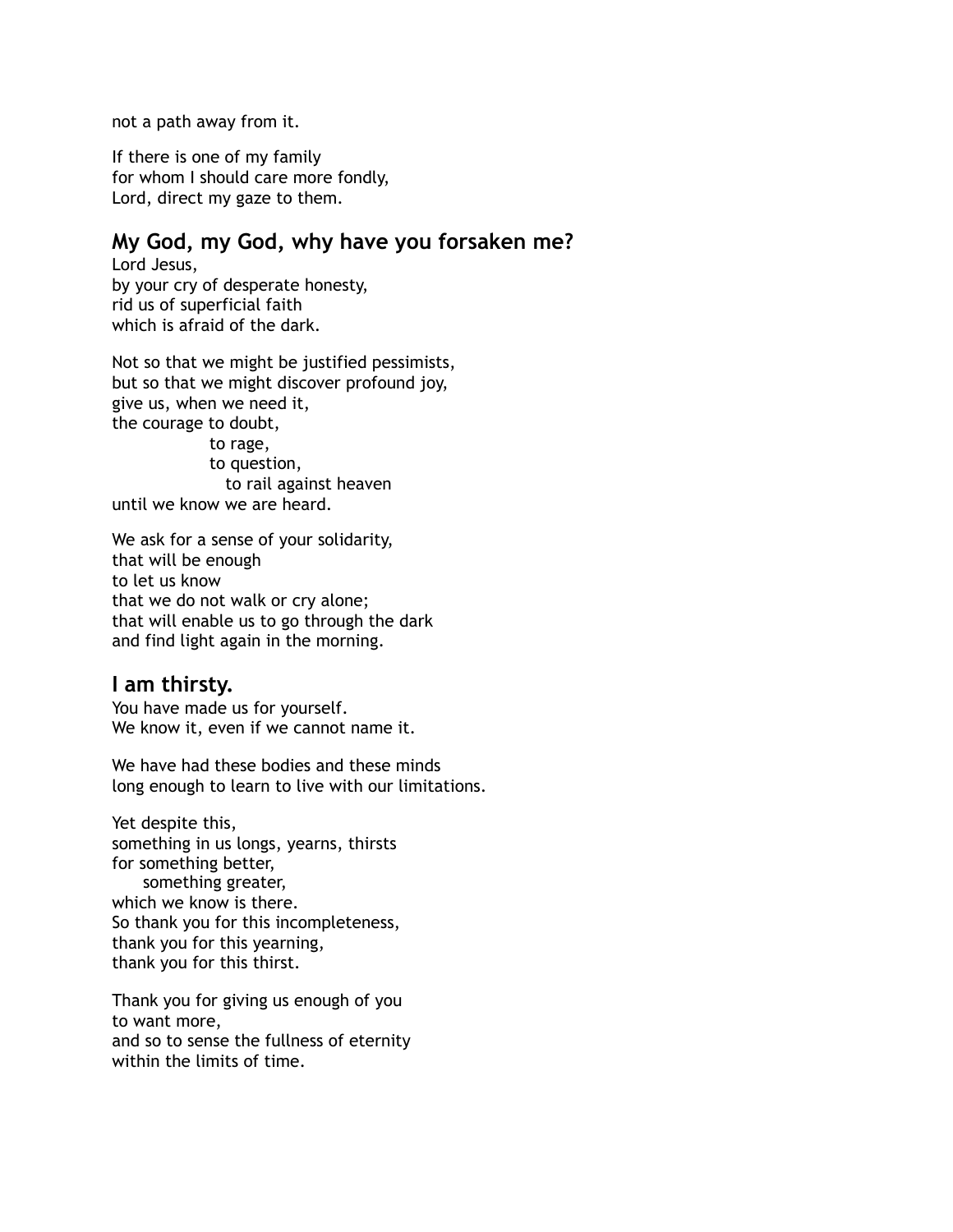not a path away from it.

If there is one of my family  
for whom I should care more fondly,  
Lord, direct my gaze to them.

## My God, my God, why have you forsaken me?

Lord Jesus,  
by your cry of desperate honesty,  
rid us of superficial faith  
which is afraid of the dark.

Not so that we might be justified pessimists,  
but so that we might discover profound joy,  
give us, when we need it,  
the courage to doubt,  
            to rage,  
            to question,  
              to rail against heaven  
until we know we are heard.

We ask for a sense of your solidarity,  
that will be enough  
to let us know  
that we do not walk or cry alone;  
that will enable us to go through the dark  
and find light again in the morning.

## I am thirsty.

You have made us for yourself.  
We know it, even if we cannot name it.

We have had these bodies and these minds  
long enough to learn to live with our limitations.

Yet despite this,  
something in us longs, yearns, thirsts  
for something better,  
    something greater,  
which we know is there.  
So thank you for this incompleteness,  
thank you for this yearning,  
thank you for this thirst.

Thank you for giving us enough of you  
to want more,  
and so to sense the fullness of eternity  
within the limits of time.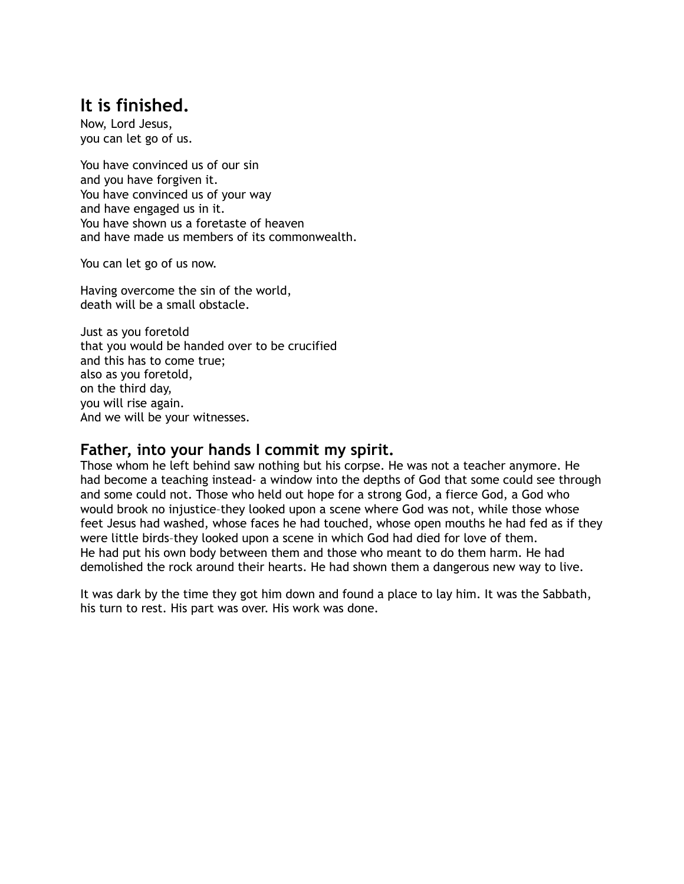## It is finished.

Now, Lord Jesus,  
you can let go of us.

You have convinced us of our sin  
and you have forgiven it.  
You have convinced us of your way  
and have engaged us in it.  
You have shown us a foretaste of heaven  
and have made us members of its commonwealth.

You can let go of us now.

Having overcome the sin of the world,  
death will be a small obstacle.

Just as you foretold  
that you would be handed over to be crucified  
and this has to come true;  
also as you foretold,  
on the third day,  
you will rise again.  
And we will be your witnesses.

## Father, into your hands I commit my spirit.

Those whom he left behind saw nothing but his corpse. He was not a teacher anymore. He had become a teaching instead- a window into the depths of God that some could see through and some could not. Those who held out hope for a strong God, a fierce God, a God who would brook no injustice–they looked upon a scene where God was not, while those whose feet Jesus had washed, whose faces he had touched, whose open mouths he had fed as if they were little birds–they looked upon a scene in which God had died for love of them.  
He had put his own body between them and those who meant to do them harm. He had demolished the rock around their hearts. He had shown them a dangerous new way to live.

It was dark by the time they got him down and found a place to lay him. It was the Sabbath, his turn to rest. His part was over. His work was done.